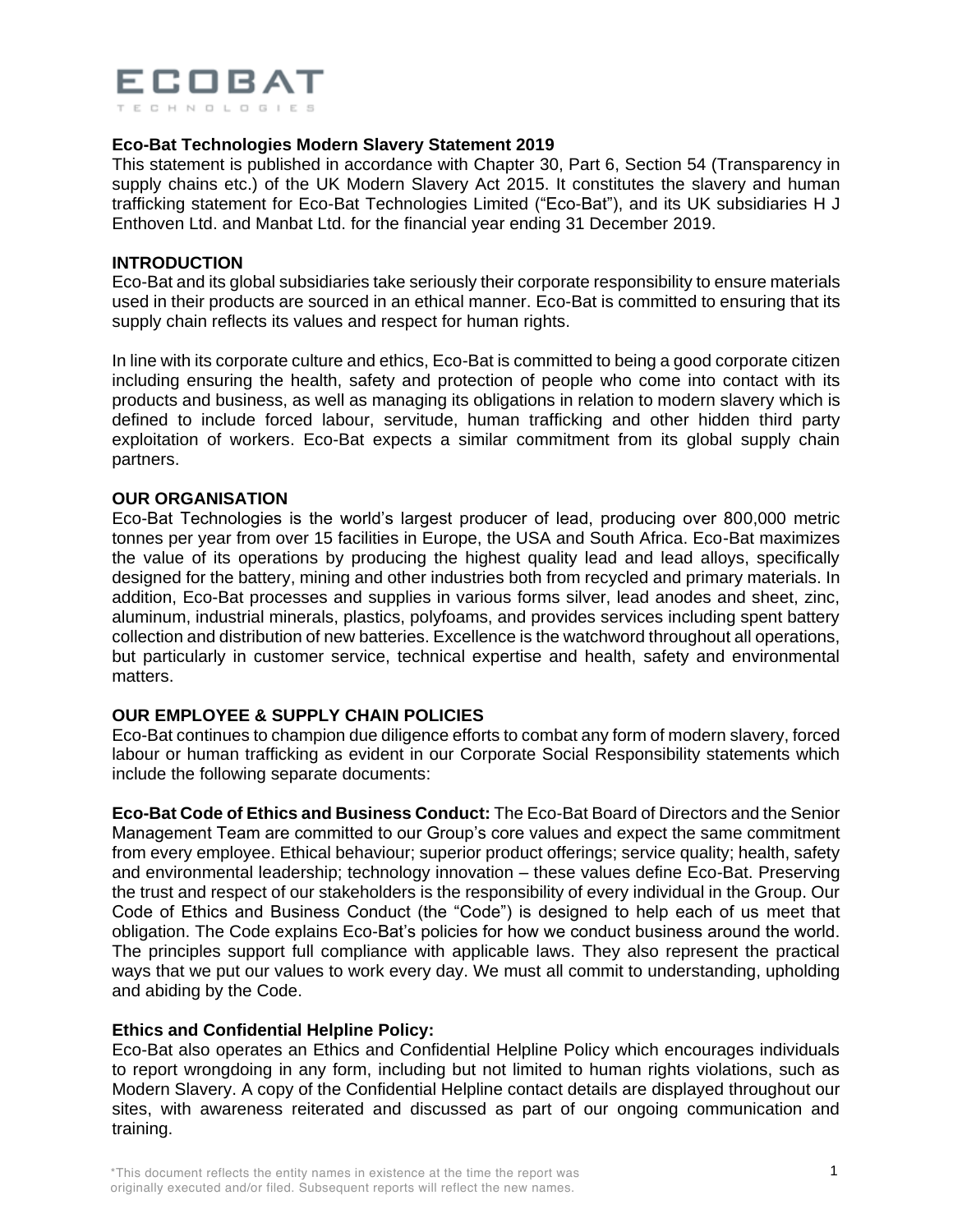ECOBAT TECHNOLOGIES

**Eco-Bat Technologies Modern Slavery Statement 2019**

This statement is published in accordance with Chapter 30, Part 6, Section 54 (Transparency in supply chains etc.) of the UK Modern Slavery Act 2015. It constitutes the slavery and human trafficking statement for Eco-Bat Technologies Limited ("Eco-Bat"), and its UK subsidiaries H J Enthoven Ltd. and Manbat Ltd. for the financial year ending 31 December 2019.

## INTRODUCTION

Eco-Bat and its global subsidiaries take seriously their corporate responsibility to ensure materials used in their products are sourced in an ethical manner. Eco-Bat is committed to ensuring that its supply chain reflects its values and respect for human rights.

In line with its corporate culture and ethics, Eco-Bat is committed to being a good corporate citizen including ensuring the health, safety and protection of people who come into contact with its products and business, as well as managing its obligations in relation to modern slavery which is defined to include forced labour, servitude, human trafficking and other hidden third party exploitation of workers. Eco-Bat expects a similar commitment from its global supply chain partners.

## OUR ORGANISATION

Eco-Bat Technologies is the world's largest producer of lead, producing over 800,000 metric tonnes per year from over 15 facilities in Europe, the USA and South Africa. Eco-Bat maximizes the value of its operations by producing the highest quality lead and lead alloys, specifically designed for the battery, mining and other industries both from recycled and primary materials. In addition, Eco-Bat processes and supplies in various forms silver, lead anodes and sheet, zinc, aluminum, industrial minerals, plastics, polyfoams, and provides services including spent battery collection and distribution of new batteries. Excellence is the watchword throughout all operations, but particularly in customer service, technical expertise and health, safety and environmental matters.

## OUR EMPLOYEE & SUPPLY CHAIN POLICIES

Eco-Bat continues to champion due diligence efforts to combat any form of modern slavery, forced labour or human trafficking as evident in our Corporate Social Responsibility statements which include the following separate documents:

**Eco-Bat Code of Ethics and Business Conduct:** The Eco-Bat Board of Directors and the Senior Management Team are committed to our Group's core values and expect the same commitment from every employee. Ethical behaviour; superior product offerings; service quality; health, safety and environmental leadership; technology innovation – these values define Eco-Bat. Preserving the trust and respect of our stakeholders is the responsibility of every individual in the Group. Our Code of Ethics and Business Conduct (the "Code") is designed to help each of us meet that obligation. The Code explains Eco-Bat's policies for how we conduct business around the world. The principles support full compliance with applicable laws. They also represent the practical ways that we put our values to work every day. We must all commit to understanding, upholding and abiding by the Code.

**Ethics and Confidential Helpline Policy:**

Eco-Bat also operates an Ethics and Confidential Helpline Policy which encourages individuals to report wrongdoing in any form, including but not limited to human rights violations, such as Modern Slavery. A copy of the Confidential Helpline contact details are displayed throughout our sites, with awareness reiterated and discussed as part of our ongoing communication and training.

*This document reflects the entity names in existence at the time the report was originally executed and/or filed. Subsequent reports will reflect the new names.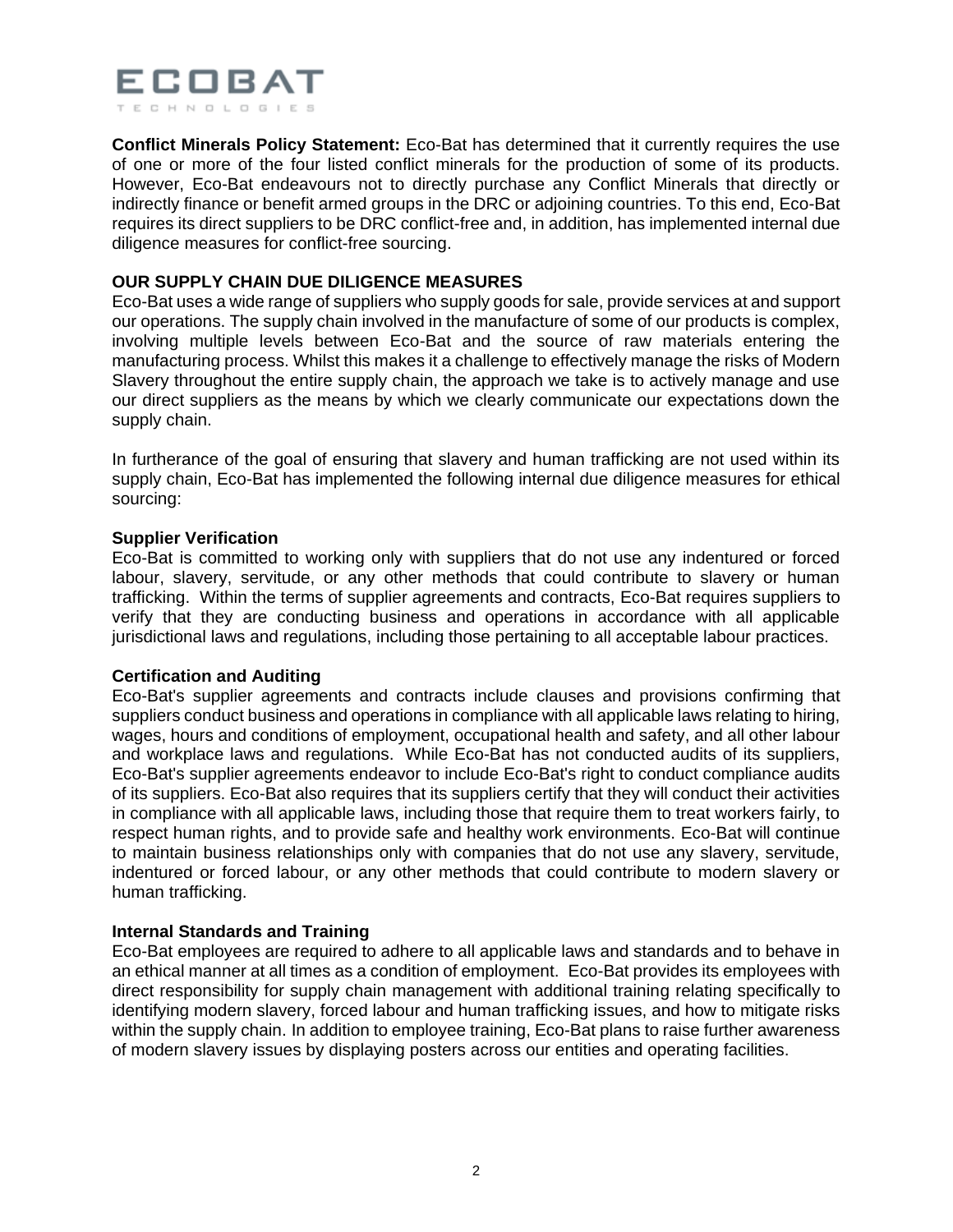**Conflict Minerals Policy Statement:** Eco-Bat has determined that it currently requires the use of one or more of the four listed conflict minerals for the production of some of its products. However, Eco-Bat endeavours not to directly purchase any Conflict Minerals that directly or indirectly finance or benefit armed groups in the DRC or adjoining countries. To this end, Eco-Bat requires its direct suppliers to be DRC conflict-free and, in addition, has implemented internal due diligence measures for conflict-free sourcing.

## OUR SUPPLY CHAIN DUE DILIGENCE MEASURES

Eco-Bat uses a wide range of suppliers who supply goods for sale, provide services at and support our operations. The supply chain involved in the manufacture of some of our products is complex, involving multiple levels between Eco-Bat and the source of raw materials entering the manufacturing process. Whilst this makes it a challenge to effectively manage the risks of Modern Slavery throughout the entire supply chain, the approach we take is to actively manage and use our direct suppliers as the means by which we clearly communicate our expectations down the supply chain.

In furtherance of the goal of ensuring that slavery and human trafficking are not used within its supply chain, Eco-Bat has implemented the following internal due diligence measures for ethical sourcing:

### Supplier Verification

Eco-Bat is committed to working only with suppliers that do not use any indentured or forced labour, slavery, servitude, or any other methods that could contribute to slavery or human trafficking. Within the terms of supplier agreements and contracts, Eco-Bat requires suppliers to verify that they are conducting business and operations in accordance with all applicable jurisdictional laws and regulations, including those pertaining to all acceptable labour practices.

### Certification and Auditing

Eco-Bat's supplier agreements and contracts include clauses and provisions confirming that suppliers conduct business and operations in compliance with all applicable laws relating to hiring, wages, hours and conditions of employment, occupational health and safety, and all other labour and workplace laws and regulations. While Eco-Bat has not conducted audits of its suppliers, Eco-Bat's supplier agreements endeavor to include Eco-Bat's right to conduct compliance audits of its suppliers. Eco-Bat also requires that its suppliers certify that they will conduct their activities in compliance with all applicable laws, including those that require them to treat workers fairly, to respect human rights, and to provide safe and healthy work environments. Eco-Bat will continue to maintain business relationships only with companies that do not use any slavery, servitude, indentured or forced labour, or any other methods that could contribute to modern slavery or human trafficking.

### Internal Standards and Training

Eco-Bat employees are required to adhere to all applicable laws and standards and to behave in an ethical manner at all times as a condition of employment. Eco-Bat provides its employees with direct responsibility for supply chain management with additional training relating specifically to identifying modern slavery, forced labour and human trafficking issues, and how to mitigate risks within the supply chain. In addition to employee training, Eco-Bat plans to raise further awareness of modern slavery issues by displaying posters across our entities and operating facilities.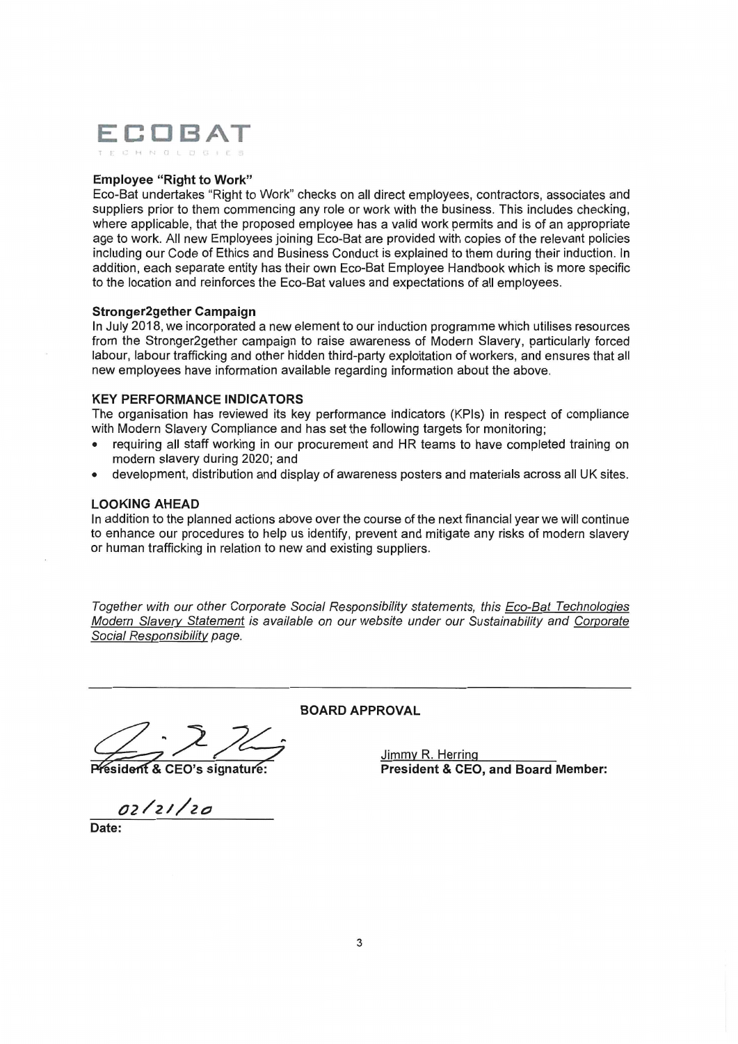ECOBAT TECHNOLOGIES

### Employee "Right to Work"

Eco-Bat undertakes "Right to Work" checks on all direct employees, contractors, associates and suppliers prior to them commencing any role or work with the business. This includes checking, where applicable, that the proposed employee has a valid work permits and is of an appropriate age to work. All new Employees joining Eco-Bat are provided with copies of the relevant policies including our Code of Ethics and Business Conduct is explained to them during their induction. In addition, each separate entity has their own Eco-Bat Employee Handbook which is more specific to the location and reinforces the Eco-Bat values and expectations of all employees.

### Stronger2gether Campaign

In July 2018, we incorporated a new element to our induction programme which utilises resources from the Stronger2gether campaign to raise awareness of Modern Slavery, particularly forced labour, labour trafficking and other hidden third-party exploitation of workers, and ensures that all new employees have information available regarding information about the above.

## KEY PERFORMANCE INDICATORS

The organisation has reviewed its key performance indicators (KPIs) in respect of compliance with Modern Slavery Compliance and has set the following targets for monitoring;

- requiring all staff working in our procurement and HR teams to have completed training on modern slavery during 2020; and
- development, distribution and display of awareness posters and materials across all UK sites.

## LOOKING AHEAD

In addition to the planned actions above over the course of the next financial year we will continue to enhance our procedures to help us identify, prevent and mitigate any risks of modern slavery or human trafficking in relation to new and existing suppliers.

*Together with our other Corporate Social Responsibility statements, this Eco-Bat Technologies Modern Slavery Statement is available on our website under our Sustainability and Corporate Social Responsibility page.*

**BOARD APPROVAL**

**President & CEO's signature:**

Jimmy R. Herring
**President & CEO, and Board Member:**

02/21/20
**Date:**